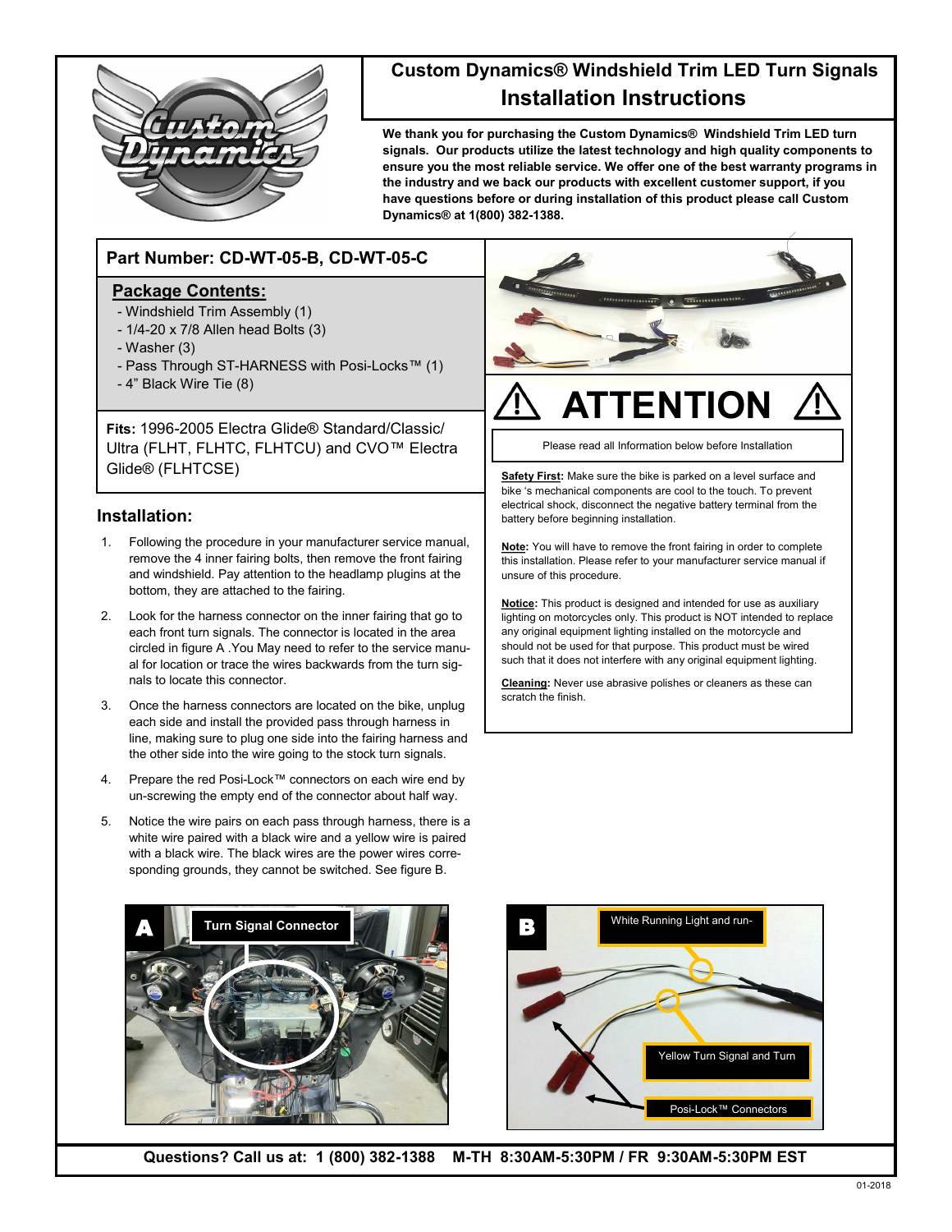# Custom Dynamics® Windshield Trim LED Turn Signals Installation Instructions

**We thank you for purchasing the Custom Dynamics® Windshield Trim LED turn signals. Our products utilize the latest technology and high quality components to ensure you the most reliable service. We offer one of the best warranty programs in the industry and we back our products with excellent customer support, if you have questions before or during installation of this product please call Custom Dynamics® at 1(800) 382-1388.**

## Part Number: CD-WT-05-B, CD-WT-05-C

### Package Contents:

- Windshield Trim Assembly (1)
- 1/4-20 x 7/8 Allen head Bolts (3)
- Washer (3)
- Pass Through ST-HARNESS with Posi-Locks™ (1)
- 4" Black Wire Tie (8)

**Fits:** 1996-2005 Electra Glide® Standard/Classic/ Ultra (FLHT, FLHTC, FLHTCU) and CVO™ Electra Glide® (FLHTCSE)

## ATTENTION

Please read all Information below before Installation

**Safety First:** Make sure the bike is parked on a level surface and bike 's mechanical components are cool to the touch. To prevent electrical shock, disconnect the negative battery terminal from the battery before beginning installation.

**Note:** You will have to remove the front fairing in order to complete this installation. Please refer to your manufacturer service manual if unsure of this procedure.

**Notice:** This product is designed and intended for use as auxiliary lighting on motorcycles only. This product is NOT intended to replace any original equipment lighting installed on the motorcycle and should not be used for that purpose. This product must be wired such that it does not interfere with any original equipment lighting.

**Cleaning:** Never use abrasive polishes or cleaners as these can scratch the finish.

## Installation:

1. Following the procedure in your manufacturer service manual, remove the 4 inner fairing bolts, then remove the front fairing and windshield. Pay attention to the headlamp plugins at the bottom, they are attached to the fairing.
2. Look for the harness connector on the inner fairing that go to each front turn signals. The connector is located in the area circled in figure A .You May need to refer to the service manual for location or trace the wires backwards from the turn signals to locate this connector.
3. Once the harness connectors are located on the bike, unplug each side and install the provided pass through harness in line, making sure to plug one side into the fairing harness and the other side into the wire going to the stock turn signals.
4. Prepare the red Posi-Lock™ connectors on each wire end by un-screwing the empty end of the connector about half way.
5. Notice the wire pairs on each pass through harness, there is a white wire paired with a black wire and a yellow wire is paired with a black wire. The black wires are the power wires corresponding grounds, they cannot be switched. See figure B.

**A** Turn Signal Connector

**B** White Running Light and run-

Yellow Turn Signal and Turn

Posi-Lock™ Connectors

**Questions? Call us at: 1 (800) 382-1388 M-TH 8:30AM-5:30PM / FR 9:30AM-5:30PM EST**

01-2018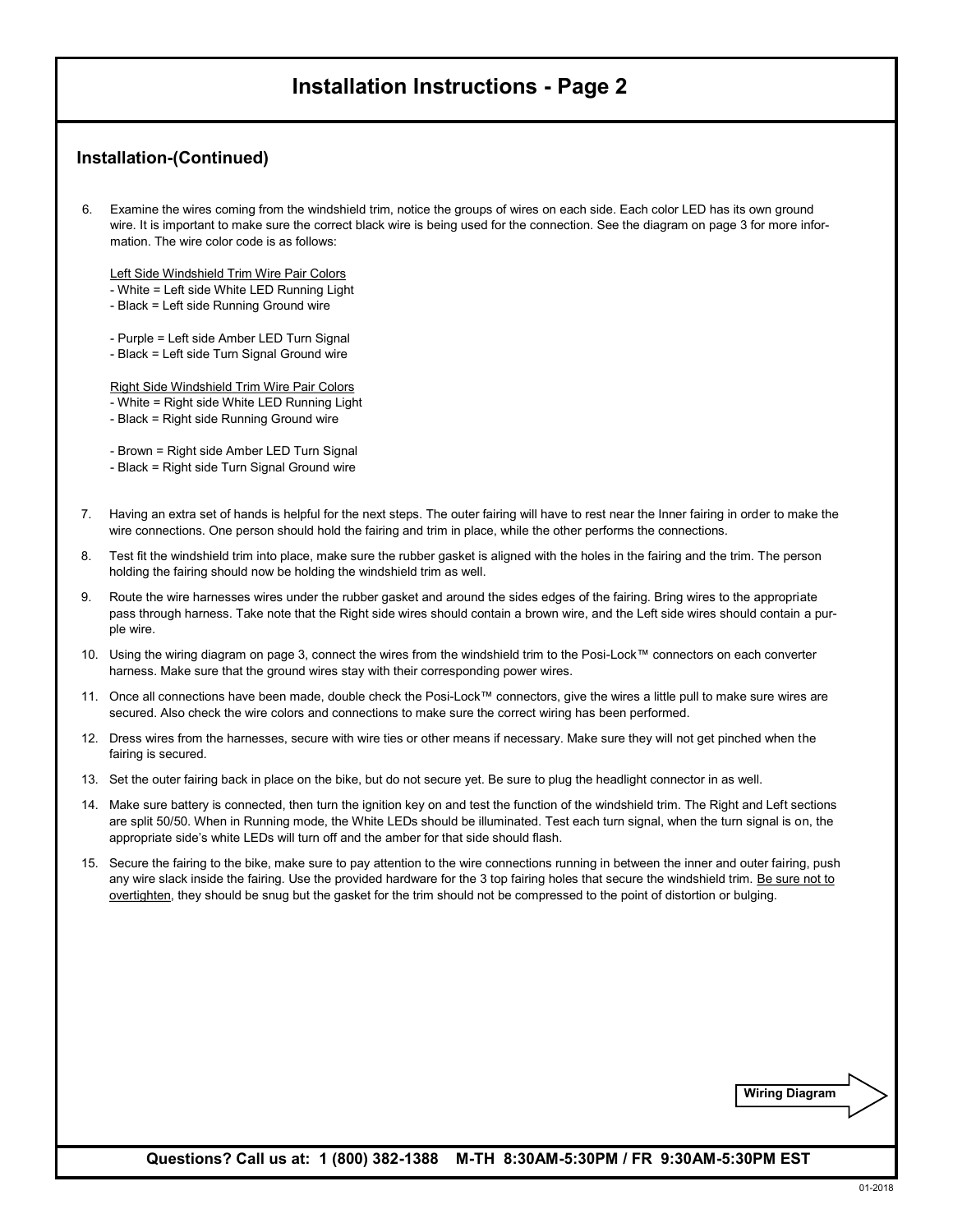# Installation Instructions - Page 2

## Installation-(Continued)

6. Examine the wires coming from the windshield trim, notice the groups of wires on each side. Each color LED has its own ground wire. It is important to make sure the correct black wire is being used for the connection. See the diagram on page 3 for more information. The wire color code is as follows:

   <u>Left Side Windshield Trim Wire Pair Colors</u>
   - White = Left side White LED Running Light
   - Black = Left side Running Ground wire

   - Purple = Left side Amber LED Turn Signal
   - Black = Left side Turn Signal Ground wire

   <u>Right Side Windshield Trim Wire Pair Colors</u>
   - White = Right side White LED Running Light
   - Black = Right side Running Ground wire

   - Brown = Right side Amber LED Turn Signal
   - Black = Right side Turn Signal Ground wire

7. Having an extra set of hands is helpful for the next steps. The outer fairing will have to rest near the Inner fairing in order to make the wire connections. One person should hold the fairing and trim in place, while the other performs the connections.
8. Test fit the windshield trim into place, make sure the rubber gasket is aligned with the holes in the fairing and the trim. The person holding the fairing should now be holding the windshield trim as well.
9. Route the wire harnesses wires under the rubber gasket and around the sides edges of the fairing. Bring wires to the appropriate pass through harness. Take note that the Right side wires should contain a brown wire, and the Left side wires should contain a purple wire.
10. Using the wiring diagram on page 3, connect the wires from the windshield trim to the Posi-Lock™ connectors on each converter harness. Make sure that the ground wires stay with their corresponding power wires.
11. Once all connections have been made, double check the Posi-Lock™ connectors, give the wires a little pull to make sure wires are secured. Also check the wire colors and connections to make sure the correct wiring has been performed.
12. Dress wires from the harnesses, secure with wire ties or other means if necessary. Make sure they will not get pinched when the fairing is secured.
13. Set the outer fairing back in place on the bike, but do not secure yet. Be sure to plug the headlight connector in as well.
14. Make sure battery is connected, then turn the ignition key on and test the function of the windshield trim. The Right and Left sections are split 50/50. When in Running mode, the White LEDs should be illuminated. Test each turn signal, when the turn signal is on, the appropriate side's white LEDs will turn off and the amber for that side should flash.
15. Secure the fairing to the bike, make sure to pay attention to the wire connections running in between the inner and outer fairing, push any wire slack inside the fairing. Use the provided hardware for the 3 top fairing holes that secure the windshield trim. <u>Be sure not to overtighten</u>, they should be snug but the gasket for the trim should not be compressed to the point of distortion or bulging.

**Wiring Diagram**

**Questions? Call us at: 1 (800) 382-1388 M-TH 8:30AM-5:30PM / FR 9:30AM-5:30PM EST**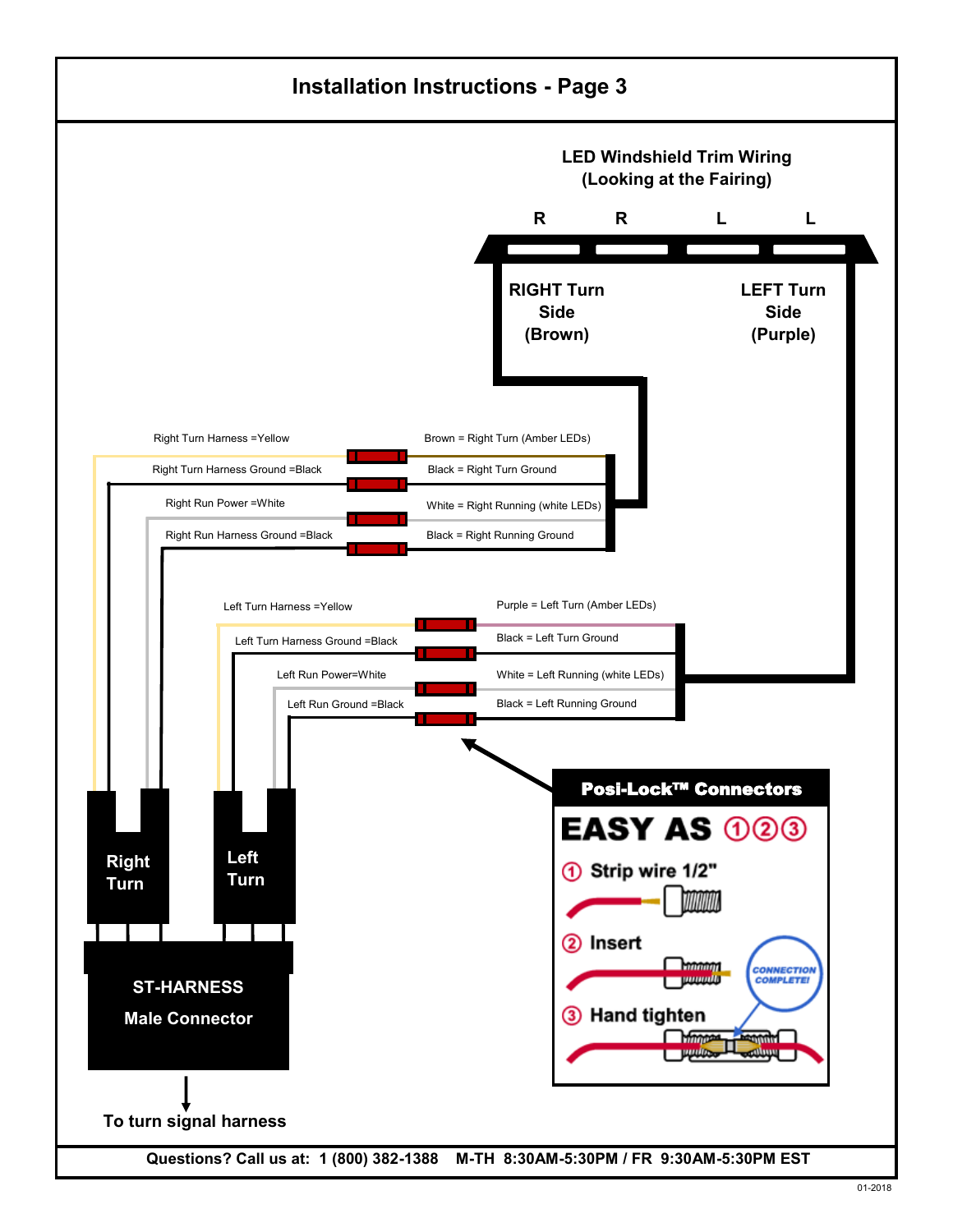# Installation Instructions - Page 3

## LED Windshield Trim Wiring (Looking at the Fairing)

R R L L

RIGHT Turn Side (Brown)

LEFT Turn Side (Purple)

Right Turn Harness =Yellow

Brown = Right Turn (Amber LEDs)

Right Turn Harness Ground =Black

Black = Right Turn Ground

Right Run Power =White

White = Right Running (white LEDs)

Right Run Harness Ground =Black

Black = Right Running Ground

Left Turn Harness =Yellow

Purple = Left Turn (Amber LEDs)

Left Turn Harness Ground =Black

Black = Left Turn Ground

Left Run Power=White

White = Left Running (white LEDs)

Left Run Ground =Black

Black = Left Running Ground

Right Turn

Left Turn

ST-HARNESS

Male Connector

To turn signal harness

**Posi-Lock™ Connectors**

**EASY AS ①②③**

① Strip wire 1/2"

② Insert

CONNECTION COMPLETE!

③ Hand tighten

Questions? Call us at: 1 (800) 382-1388 M-TH 8:30AM-5:30PM / FR 9:30AM-5:30PM EST

01-2018